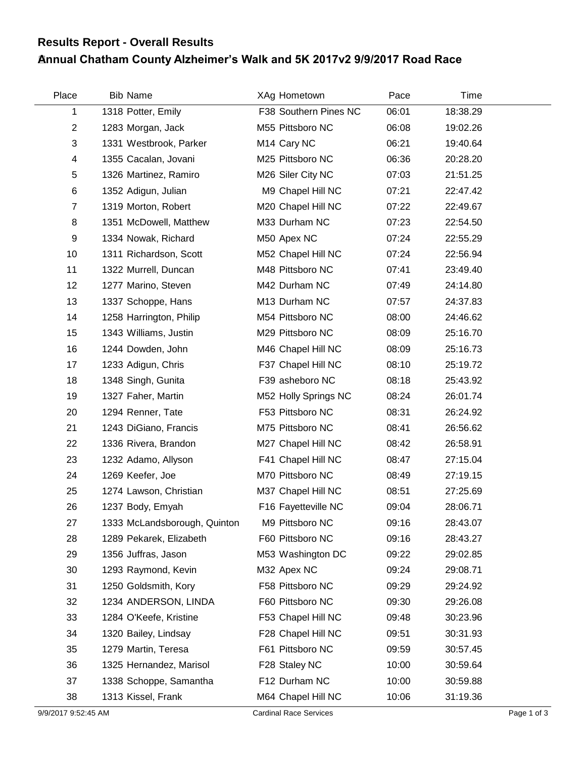## Results Report - Overall Results

## Annual Chatham County Alzheimer's Walk and 5K 2017v2 9/9/2017 Road Race

| Place | Bib | Name | XAg | Hometown | Pace | Time |
|---|---|---|---|---|---|---|
| 1 | 1318 | Potter, Emily | F38 | Southern Pines NC | 06:01 | 18:38.29 |
| 2 | 1283 | Morgan, Jack | M55 | Pittsboro NC | 06:08 | 19:02.26 |
| 3 | 1331 | Westbrook, Parker | M14 | Cary NC | 06:21 | 19:40.64 |
| 4 | 1355 | Cacalan, Jovani | M25 | Pittsboro NC | 06:36 | 20:28.20 |
| 5 | 1326 | Martinez, Ramiro | M26 | Siler City NC | 07:03 | 21:51.25 |
| 6 | 1352 | Adigun, Julian | M9 | Chapel Hill NC | 07:21 | 22:47.42 |
| 7 | 1319 | Morton, Robert | M20 | Chapel Hill NC | 07:22 | 22:49.67 |
| 8 | 1351 | McDowell, Matthew | M33 | Durham NC | 07:23 | 22:54.50 |
| 9 | 1334 | Nowak, Richard | M50 | Apex NC | 07:24 | 22:55.29 |
| 10 | 1311 | Richardson, Scott | M52 | Chapel Hill NC | 07:24 | 22:56.94 |
| 11 | 1322 | Murrell, Duncan | M48 | Pittsboro NC | 07:41 | 23:49.40 |
| 12 | 1277 | Marino, Steven | M42 | Durham NC | 07:49 | 24:14.80 |
| 13 | 1337 | Schoppe, Hans | M13 | Durham NC | 07:57 | 24:37.83 |
| 14 | 1258 | Harrington, Philip | M54 | Pittsboro NC | 08:00 | 24:46.62 |
| 15 | 1343 | Williams, Justin | M29 | Pittsboro NC | 08:09 | 25:16.70 |
| 16 | 1244 | Dowden, John | M46 | Chapel Hill NC | 08:09 | 25:16.73 |
| 17 | 1233 | Adigun, Chris | F37 | Chapel Hill NC | 08:10 | 25:19.72 |
| 18 | 1348 | Singh, Gunita | F39 | asheboro NC | 08:18 | 25:43.92 |
| 19 | 1327 | Faher, Martin | M52 | Holly Springs NC | 08:24 | 26:01.74 |
| 20 | 1294 | Renner, Tate | F53 | Pittsboro NC | 08:31 | 26:24.92 |
| 21 | 1243 | DiGiano, Francis | M75 | Pittsboro NC | 08:41 | 26:56.62 |
| 22 | 1336 | Rivera, Brandon | M27 | Chapel Hill NC | 08:42 | 26:58.91 |
| 23 | 1232 | Adamo, Allyson | F41 | Chapel Hill NC | 08:47 | 27:15.04 |
| 24 | 1269 | Keefer, Joe | M70 | Pittsboro NC | 08:49 | 27:19.15 |
| 25 | 1274 | Lawson, Christian | M37 | Chapel Hill NC | 08:51 | 27:25.69 |
| 26 | 1237 | Body, Emyah | F16 | Fayetteville NC | 09:04 | 28:06.71 |
| 27 | 1333 | McLandsborough, Quinton | M9 | Pittsboro NC | 09:16 | 28:43.07 |
| 28 | 1289 | Pekarek, Elizabeth | F60 | Pittsboro NC | 09:16 | 28:43.27 |
| 29 | 1356 | Juffras, Jason | M53 | Washington DC | 09:22 | 29:02.85 |
| 30 | 1293 | Raymond, Kevin | M32 | Apex NC | 09:24 | 29:08.71 |
| 31 | 1250 | Goldsmith, Kory | F58 | Pittsboro NC | 09:29 | 29:24.92 |
| 32 | 1234 | ANDERSON, LINDA | F60 | Pittsboro NC | 09:30 | 29:26.08 |
| 33 | 1284 | O'Keefe, Kristine | F53 | Chapel Hill NC | 09:48 | 30:23.96 |
| 34 | 1320 | Bailey, Lindsay | F28 | Chapel Hill NC | 09:51 | 30:31.93 |
| 35 | 1279 | Martin, Teresa | F61 | Pittsboro NC | 09:59 | 30:57.45 |
| 36 | 1325 | Hernandez, Marisol | F28 | Staley NC | 10:00 | 30:59.64 |
| 37 | 1338 | Schoppe, Samantha | F12 | Durham NC | 10:00 | 30:59.88 |
| 38 | 1313 | Kissel, Frank | M64 | Chapel Hill NC | 10:06 | 31:19.36 |

9/9/2017 9:52:45 AM — Cardinal Race Services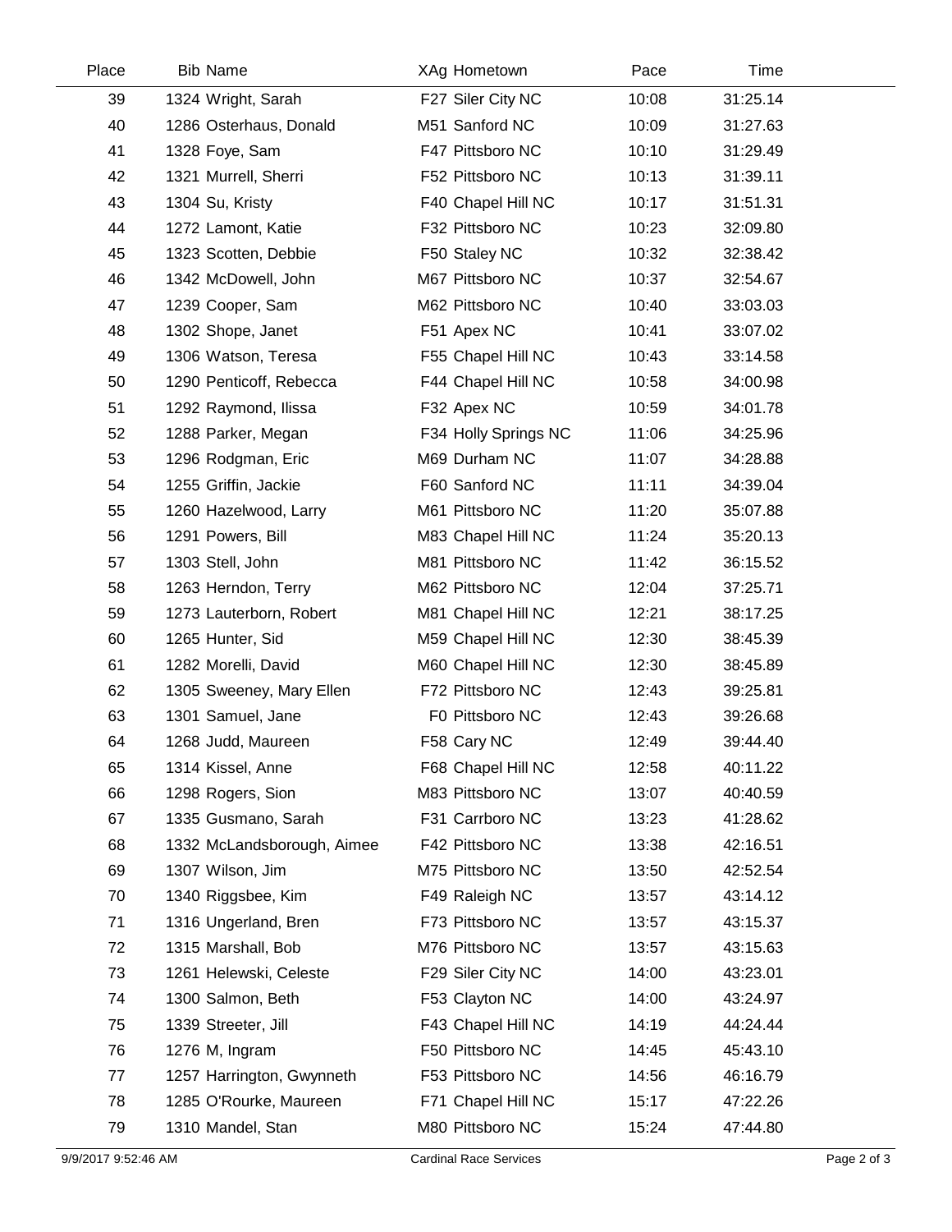| Place | Bib | Name | XAg | Hometown | Pace | Time |
|---|---|---|---|---|---|---|
| 39 | 1324 | Wright, Sarah | F27 | Siler City NC | 10:08 | 31:25.14 |
| 40 | 1286 | Osterhaus, Donald | M51 | Sanford NC | 10:09 | 31:27.63 |
| 41 | 1328 | Foye, Sam | F47 | Pittsboro NC | 10:10 | 31:29.49 |
| 42 | 1321 | Murrell, Sherri | F52 | Pittsboro NC | 10:13 | 31:39.11 |
| 43 | 1304 | Su, Kristy | F40 | Chapel Hill NC | 10:17 | 31:51.31 |
| 44 | 1272 | Lamont, Katie | F32 | Pittsboro NC | 10:23 | 32:09.80 |
| 45 | 1323 | Scotten, Debbie | F50 | Staley NC | 10:32 | 32:38.42 |
| 46 | 1342 | McDowell, John | M67 | Pittsboro NC | 10:37 | 32:54.67 |
| 47 | 1239 | Cooper, Sam | M62 | Pittsboro NC | 10:40 | 33:03.03 |
| 48 | 1302 | Shope, Janet | F51 | Apex NC | 10:41 | 33:07.02 |
| 49 | 1306 | Watson, Teresa | F55 | Chapel Hill NC | 10:43 | 33:14.58 |
| 50 | 1290 | Penticoff, Rebecca | F44 | Chapel Hill NC | 10:58 | 34:00.98 |
| 51 | 1292 | Raymond, Ilissa | F32 | Apex NC | 10:59 | 34:01.78 |
| 52 | 1288 | Parker, Megan | F34 | Holly Springs NC | 11:06 | 34:25.96 |
| 53 | 1296 | Rodgman, Eric | M69 | Durham NC | 11:07 | 34:28.88 |
| 54 | 1255 | Griffin, Jackie | F60 | Sanford NC | 11:11 | 34:39.04 |
| 55 | 1260 | Hazelwood, Larry | M61 | Pittsboro NC | 11:20 | 35:07.88 |
| 56 | 1291 | Powers, Bill | M83 | Chapel Hill NC | 11:24 | 35:20.13 |
| 57 | 1303 | Stell, John | M81 | Pittsboro NC | 11:42 | 36:15.52 |
| 58 | 1263 | Herndon, Terry | M62 | Pittsboro NC | 12:04 | 37:25.71 |
| 59 | 1273 | Lauterborn, Robert | M81 | Chapel Hill NC | 12:21 | 38:17.25 |
| 60 | 1265 | Hunter, Sid | M59 | Chapel Hill NC | 12:30 | 38:45.39 |
| 61 | 1282 | Morelli, David | M60 | Chapel Hill NC | 12:30 | 38:45.89 |
| 62 | 1305 | Sweeney, Mary Ellen | F72 | Pittsboro NC | 12:43 | 39:25.81 |
| 63 | 1301 | Samuel, Jane | F0 | Pittsboro NC | 12:43 | 39:26.68 |
| 64 | 1268 | Judd, Maureen | F58 | Cary NC | 12:49 | 39:44.40 |
| 65 | 1314 | Kissel, Anne | F68 | Chapel Hill NC | 12:58 | 40:11.22 |
| 66 | 1298 | Rogers, Sion | M83 | Pittsboro NC | 13:07 | 40:40.59 |
| 67 | 1335 | Gusmano, Sarah | F31 | Carrboro NC | 13:23 | 41:28.62 |
| 68 | 1332 | McLandsborough, Aimee | F42 | Pittsboro NC | 13:38 | 42:16.51 |
| 69 | 1307 | Wilson, Jim | M75 | Pittsboro NC | 13:50 | 42:52.54 |
| 70 | 1340 | Riggsbee, Kim | F49 | Raleigh NC | 13:57 | 43:14.12 |
| 71 | 1316 | Ungerland, Bren | F73 | Pittsboro NC | 13:57 | 43:15.37 |
| 72 | 1315 | Marshall, Bob | M76 | Pittsboro NC | 13:57 | 43:15.63 |
| 73 | 1261 | Helewski, Celeste | F29 | Siler City NC | 14:00 | 43:23.01 |
| 74 | 1300 | Salmon, Beth | F53 | Clayton NC | 14:00 | 43:24.97 |
| 75 | 1339 | Streeter, Jill | F43 | Chapel Hill NC | 14:19 | 44:24.44 |
| 76 | 1276 | M, Ingram | F50 | Pittsboro NC | 14:45 | 45:43.10 |
| 77 | 1257 | Harrington, Gwynneth | F53 | Pittsboro NC | 14:56 | 46:16.79 |
| 78 | 1285 | O'Rourke, Maureen | F71 | Chapel Hill NC | 15:17 | 47:22.26 |
| 79 | 1310 | Mandel, Stan | M80 | Pittsboro NC | 15:24 | 47:44.80 |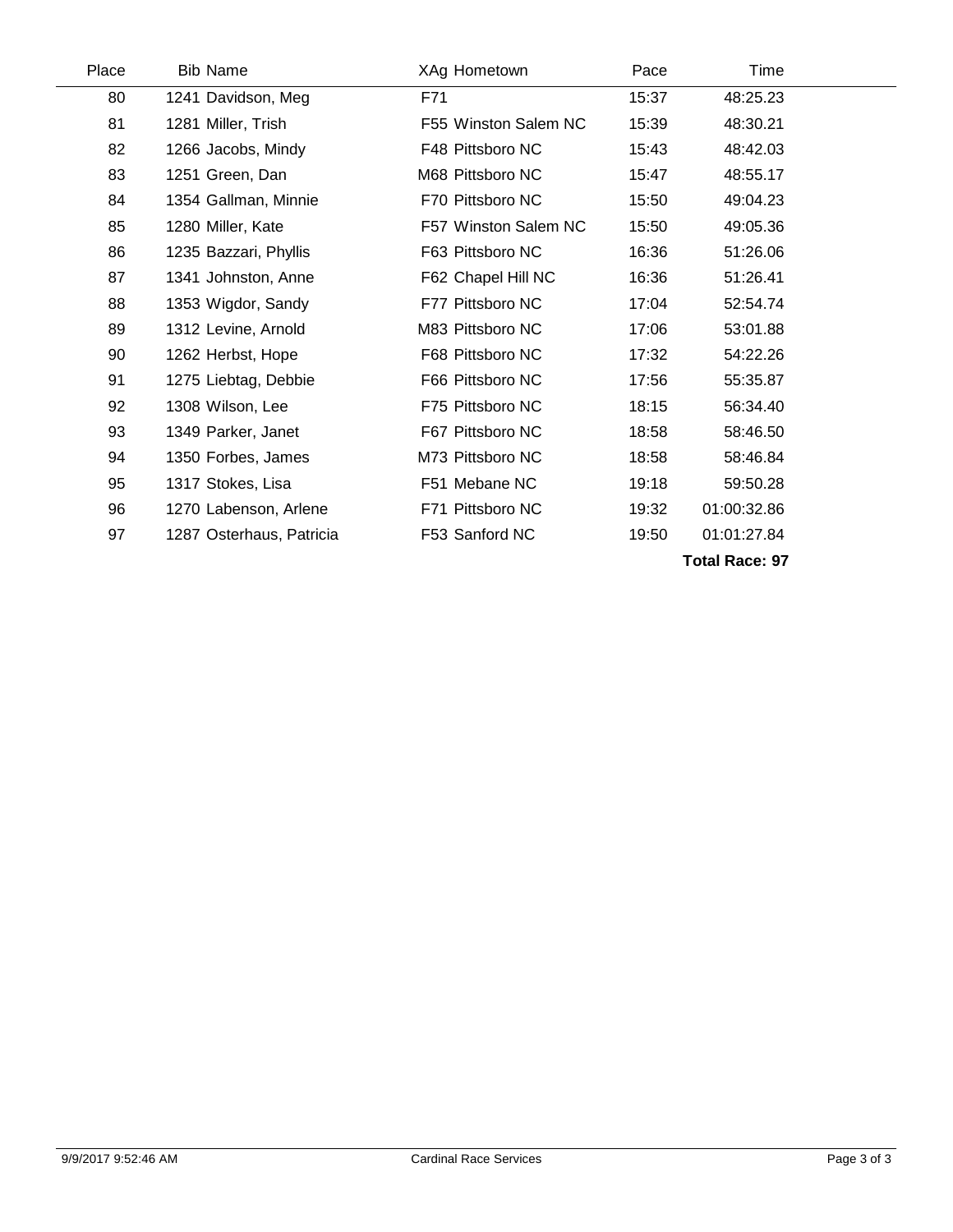| Place | Bib | Name | XAg | Hometown | Pace | Time |
|---|---|---|---|---|---|---|
| 80 | 1241 | Davidson, Meg | F71 | | 15:37 | 48:25.23 |
| 81 | 1281 | Miller, Trish | F55 | Winston Salem NC | 15:39 | 48:30.21 |
| 82 | 1266 | Jacobs, Mindy | F48 | Pittsboro NC | 15:43 | 48:42.03 |
| 83 | 1251 | Green, Dan | M68 | Pittsboro NC | 15:47 | 48:55.17 |
| 84 | 1354 | Gallman, Minnie | F70 | Pittsboro NC | 15:50 | 49:04.23 |
| 85 | 1280 | Miller, Kate | F57 | Winston Salem NC | 15:50 | 49:05.36 |
| 86 | 1235 | Bazzari, Phyllis | F63 | Pittsboro NC | 16:36 | 51:26.06 |
| 87 | 1341 | Johnston, Anne | F62 | Chapel Hill NC | 16:36 | 51:26.41 |
| 88 | 1353 | Wigdor, Sandy | F77 | Pittsboro NC | 17:04 | 52:54.74 |
| 89 | 1312 | Levine, Arnold | M83 | Pittsboro NC | 17:06 | 53:01.88 |
| 90 | 1262 | Herbst, Hope | F68 | Pittsboro NC | 17:32 | 54:22.26 |
| 91 | 1275 | Liebtag, Debbie | F66 | Pittsboro NC | 17:56 | 55:35.87 |
| 92 | 1308 | Wilson, Lee | F75 | Pittsboro NC | 18:15 | 56:34.40 |
| 93 | 1349 | Parker, Janet | F67 | Pittsboro NC | 18:58 | 58:46.50 |
| 94 | 1350 | Forbes, James | M73 | Pittsboro NC | 18:58 | 58:46.84 |
| 95 | 1317 | Stokes, Lisa | F51 | Mebane NC | 19:18 | 59:50.28 |
| 96 | 1270 | Labenson, Arlene | F71 | Pittsboro NC | 19:32 | 01:00:32.86 |
| 97 | 1287 | Osterhaus, Patricia | F53 | Sanford NC | 19:50 | 01:01:27.84 |

**Total Race: 97**

9/9/2017 9:52:46 AM

Cardinal Race Services